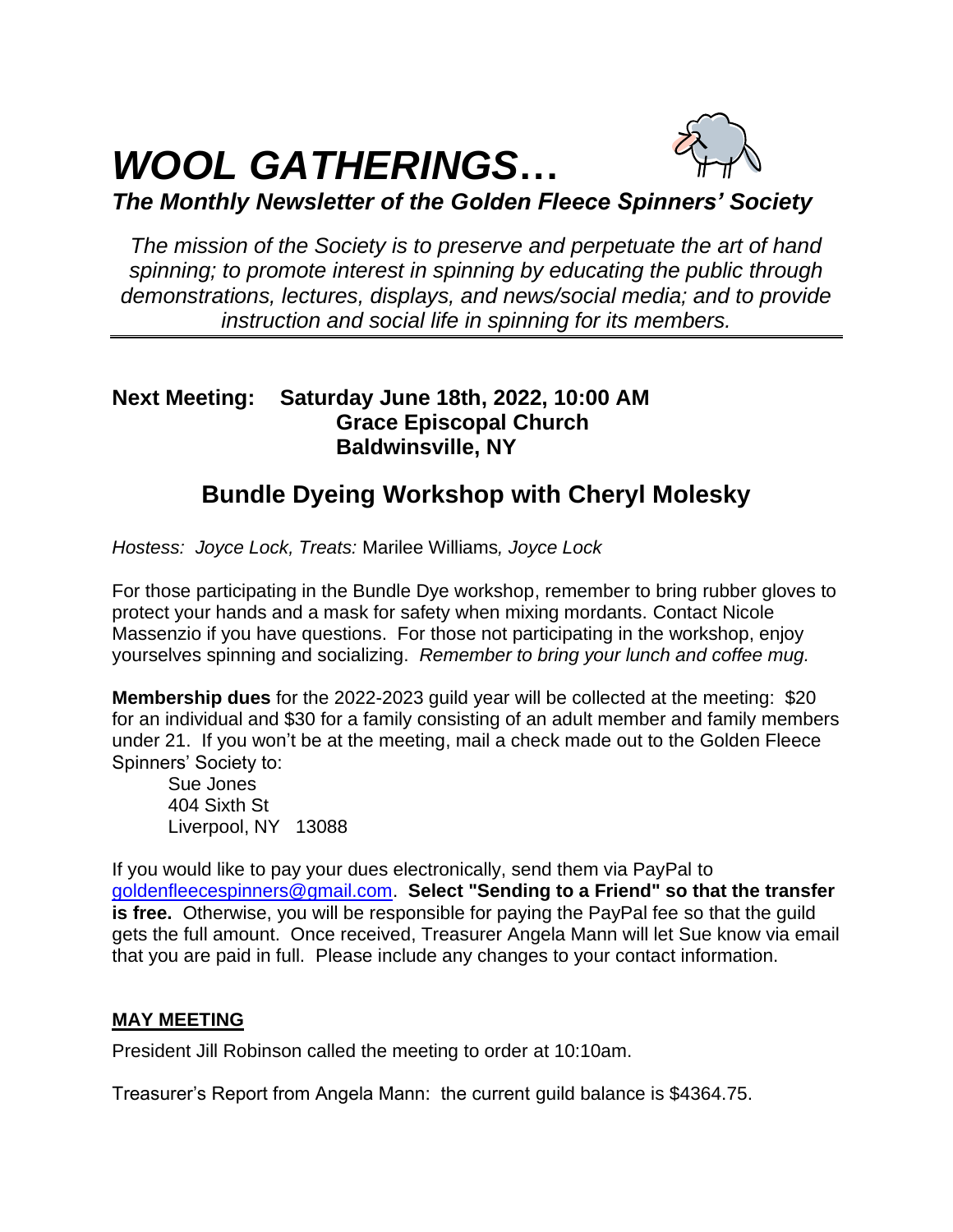# *WOOL GATHERINGS…*

### *The Monthly Newsletter of the Golden Fleece Spinners' Society*

*The mission of the Society is to preserve and perpetuate the art of hand spinning; to promote interest in spinning by educating the public through demonstrations, lectures, displays, and news/social media; and to provide instruction and social life in spinning for its members.*

---

**Next Meeting: Saturday June 18th, 2022, 10:00 AM**
**Grace Episcopal Church**
**Baldwinsville, NY**

## Bundle Dyeing Workshop with Cheryl Molesky

*Hostess: Joyce Lock, Treats:* Marilee Williams*, Joyce Lock*

For those participating in the Bundle Dye workshop, remember to bring rubber gloves to protect your hands and a mask for safety when mixing mordants. Contact Nicole Massenzio if you have questions. For those not participating in the workshop, enjoy yourselves spinning and socializing. *Remember to bring your lunch and coffee mug.*

**Membership dues** for the 2022-2023 guild year will be collected at the meeting: $20 for an individual and $30 for a family consisting of an adult member and family members under 21. If you won't be at the meeting, mail a check made out to the Golden Fleece Spinners' Society to:

Sue Jones
404 Sixth St
Liverpool, NY 13088

If you would like to pay your dues electronically, send them via PayPal to goldenfleecespinners@gmail.com. **Select "Sending to a Friend" so that the transfer is free.** Otherwise, you will be responsible for paying the PayPal fee so that the guild gets the full amount. Once received, Treasurer Angela Mann will let Sue know via email that you are paid in full. Please include any changes to your contact information.

**MAY MEETING**

President Jill Robinson called the meeting to order at 10:10am.

Treasurer's Report from Angela Mann: the current guild balance is $4364.75.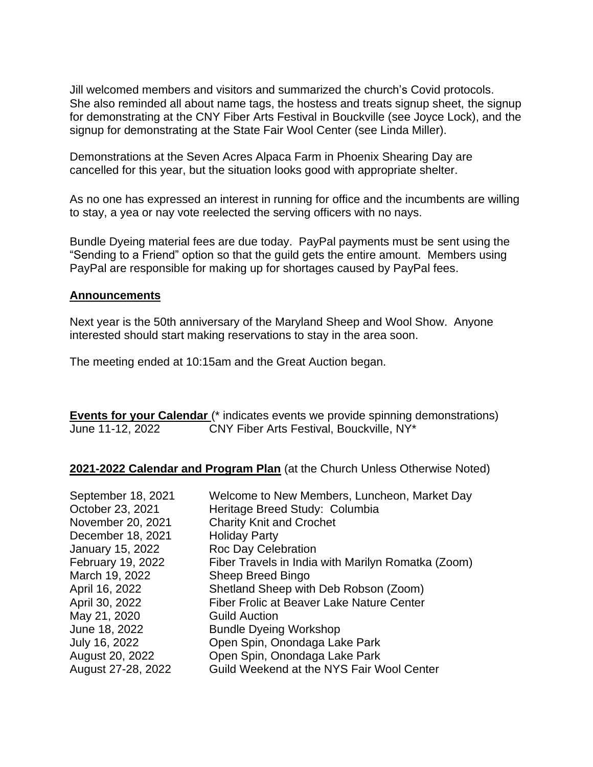Jill welcomed members and visitors and summarized the church's Covid protocols. She also reminded all about name tags, the hostess and treats signup sheet, the signup for demonstrating at the CNY Fiber Arts Festival in Bouckville (see Joyce Lock), and the signup for demonstrating at the State Fair Wool Center (see Linda Miller).

Demonstrations at the Seven Acres Alpaca Farm in Phoenix Shearing Day are cancelled for this year, but the situation looks good with appropriate shelter.

As no one has expressed an interest in running for office and the incumbents are willing to stay, a yea or nay vote reelected the serving officers with no nays.

Bundle Dyeing material fees are due today. PayPal payments must be sent using the "Sending to a Friend" option so that the guild gets the entire amount. Members using PayPal are responsible for making up for shortages caused by PayPal fees.

**Announcements**

Next year is the 50th anniversary of the Maryland Sheep and Wool Show. Anyone interested should start making reservations to stay in the area soon.

The meeting ended at 10:15am and the Great Auction began.

**Events for your Calendar** (* indicates events we provide spinning demonstrations)

| | |
|---|---|
| June 11-12, 2022 | CNY Fiber Arts Festival, Bouckville, NY* |

**2021-2022 Calendar and Program Plan** (at the Church Unless Otherwise Noted)

| | |
|---|---|
| September 18, 2021 | Welcome to New Members, Luncheon, Market Day |
| October 23, 2021 | Heritage Breed Study: Columbia |
| November 20, 2021 | Charity Knit and Crochet |
| December 18, 2021 | Holiday Party |
| January 15, 2022 | Roc Day Celebration |
| February 19, 2022 | Fiber Travels in India with Marilyn Romatka (Zoom) |
| March 19, 2022 | Sheep Breed Bingo |
| April 16, 2022 | Shetland Sheep with Deb Robson (Zoom) |
| April 30, 2022 | Fiber Frolic at Beaver Lake Nature Center |
| May 21, 2020 | Guild Auction |
| June 18, 2022 | Bundle Dyeing Workshop |
| July 16, 2022 | Open Spin, Onondaga Lake Park |
| August 20, 2022 | Open Spin, Onondaga Lake Park |
| August 27-28, 2022 | Guild Weekend at the NYS Fair Wool Center |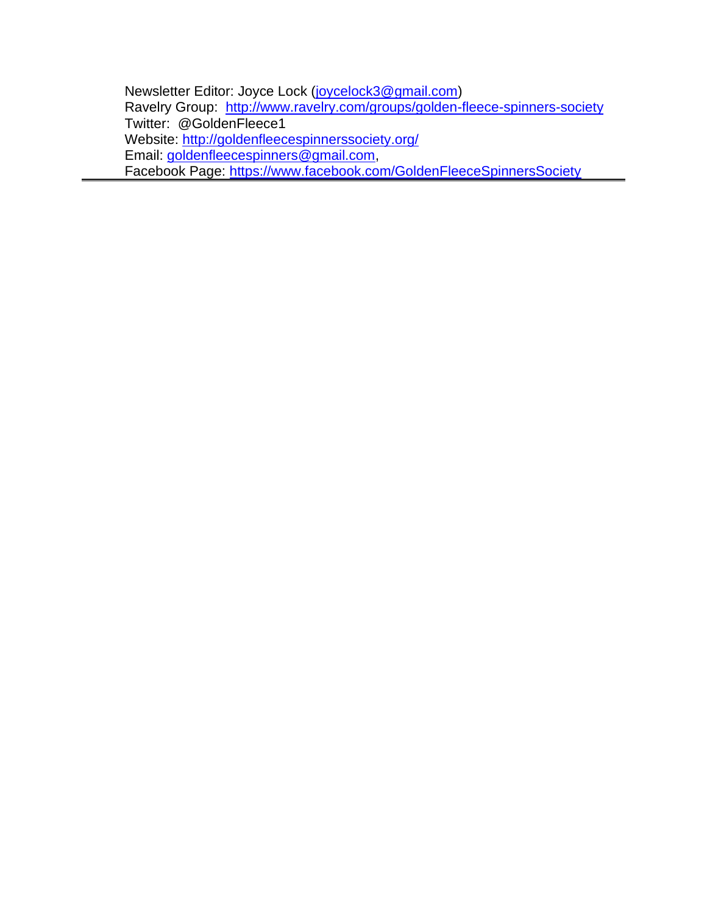Newsletter Editor: Joyce Lock (joycelock3@gmail.com)  
Ravelry Group: http://www.ravelry.com/groups/golden-fleece-spinners-society  
Twitter: @GoldenFleece1  
Website: http://goldenfleecespinnerssociety.org/  
Email: goldenfleecespinners@gmail.com,  
Facebook Page: https://www.facebook.com/GoldenFleeceSpinnersSociety

---